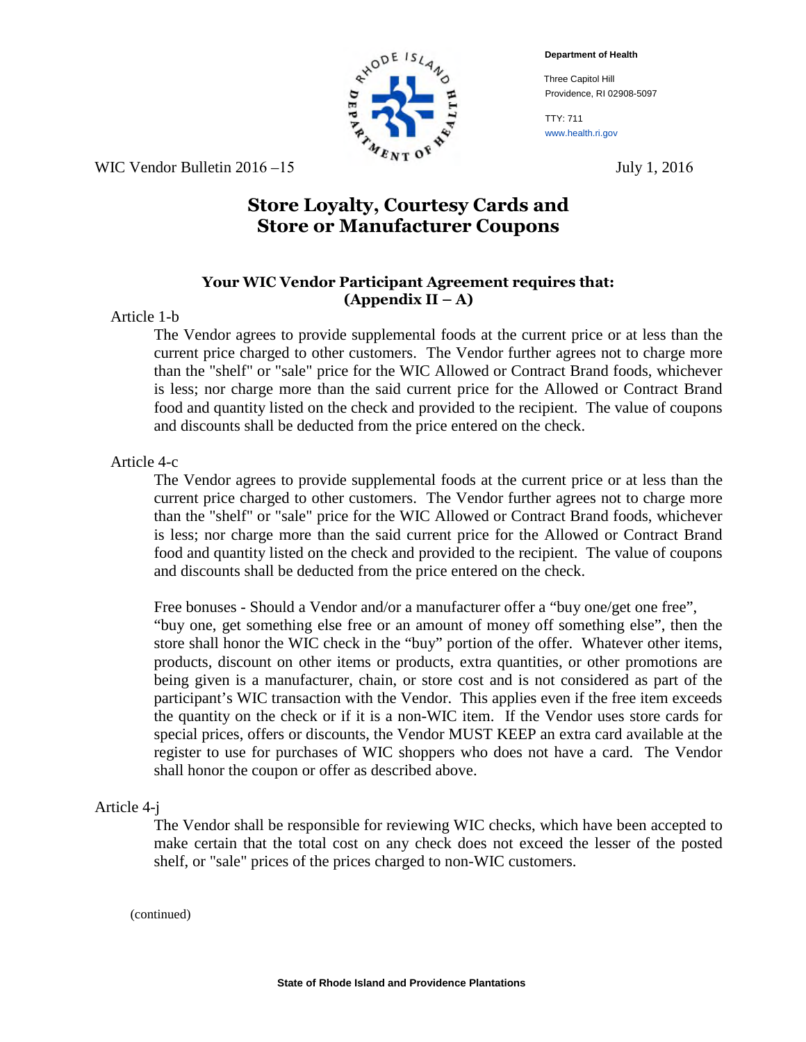Department of Health

Three Capitol Hill
Providence, RI 02908-5097

TTY: 711
www.health.ri.gov

WIC Vendor Bulletin 2016 –15

July 1, 2016

# Store Loyalty, Courtesy Cards and Store or Manufacturer Coupons

### Your WIC Vendor Participant Agreement requires that: (Appendix II – A)

Article 1-b

The Vendor agrees to provide supplemental foods at the current price or at less than the current price charged to other customers. The Vendor further agrees not to charge more than the "shelf" or "sale" price for the WIC Allowed or Contract Brand foods, whichever is less; nor charge more than the said current price for the Allowed or Contract Brand food and quantity listed on the check and provided to the recipient. The value of coupons and discounts shall be deducted from the price entered on the check.

Article 4-c

The Vendor agrees to provide supplemental foods at the current price or at less than the current price charged to other customers. The Vendor further agrees not to charge more than the "shelf" or "sale" price for the WIC Allowed or Contract Brand foods, whichever is less; nor charge more than the said current price for the Allowed or Contract Brand food and quantity listed on the check and provided to the recipient. The value of coupons and discounts shall be deducted from the price entered on the check.

Free bonuses - Should a Vendor and/or a manufacturer offer a "buy one/get one free", "buy one, get something else free or an amount of money off something else", then the store shall honor the WIC check in the "buy" portion of the offer. Whatever other items, products, discount on other items or products, extra quantities, or other promotions are being given is a manufacturer, chain, or store cost and is not considered as part of the participant's WIC transaction with the Vendor. This applies even if the free item exceeds the quantity on the check or if it is a non-WIC item. If the Vendor uses store cards for special prices, offers or discounts, the Vendor MUST KEEP an extra card available at the register to use for purchases of WIC shoppers who does not have a card. The Vendor shall honor the coupon or offer as described above.

Article 4-j

The Vendor shall be responsible for reviewing WIC checks, which have been accepted to make certain that the total cost on any check does not exceed the lesser of the posted shelf, or "sale" prices of the prices charged to non-WIC customers.

(continued)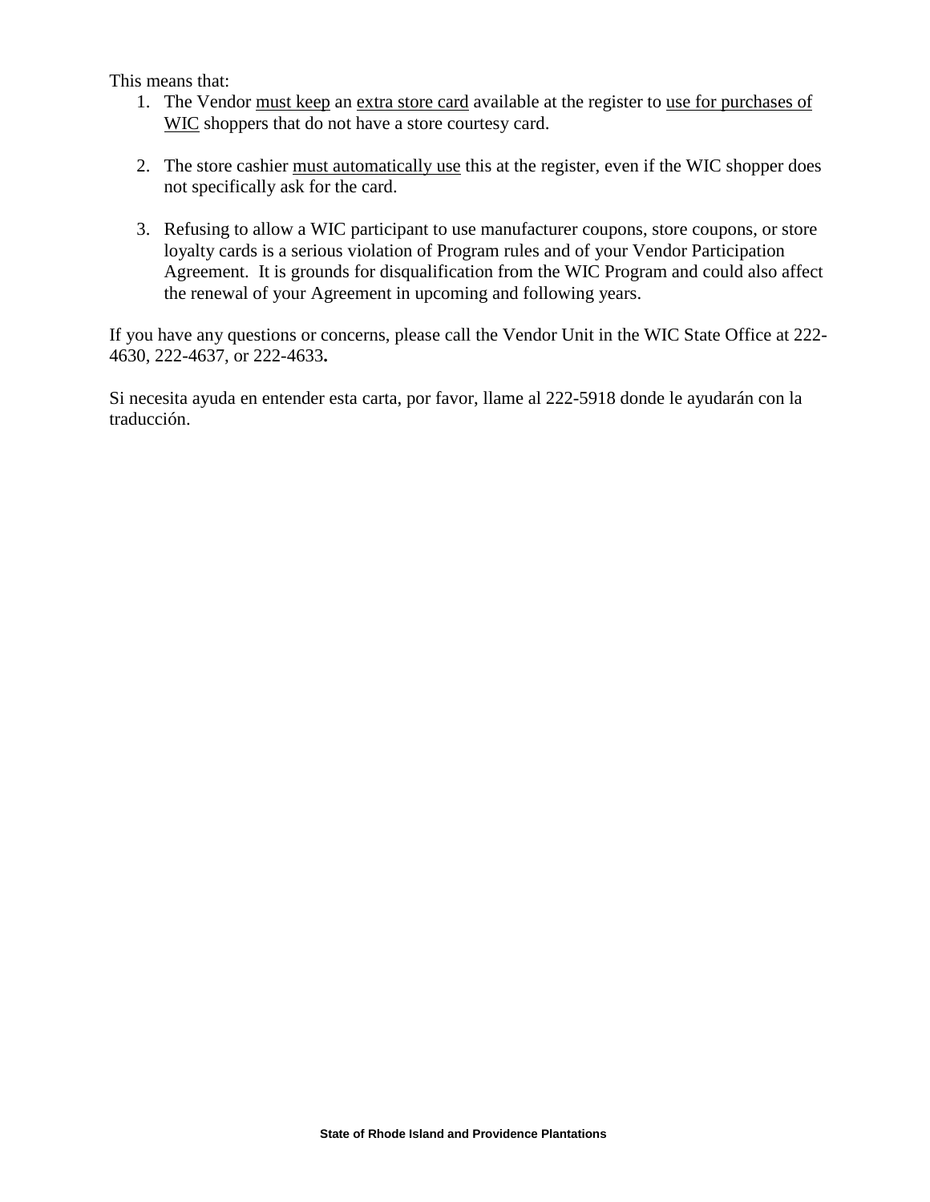This means that:

1. The Vendor <u>must keep</u> an <u>extra store card</u> available at the register to <u>use for purchases of WIC</u> shoppers that do not have a store courtesy card.

2. The store cashier <u>must automatically use</u> this at the register, even if the WIC shopper does not specifically ask for the card.

3. Refusing to allow a WIC participant to use manufacturer coupons, store coupons, or store loyalty cards is a serious violation of Program rules and of your Vendor Participation Agreement. It is grounds for disqualification from the WIC Program and could also affect the renewal of your Agreement in upcoming and following years.

If you have any questions or concerns, please call the Vendor Unit in the WIC State Office at 222-4630, 222-4637, or 222-4633**.**

Si necesita ayuda en entender esta carta, por favor, llame al 222-5918 donde le ayudarán con la traducción.